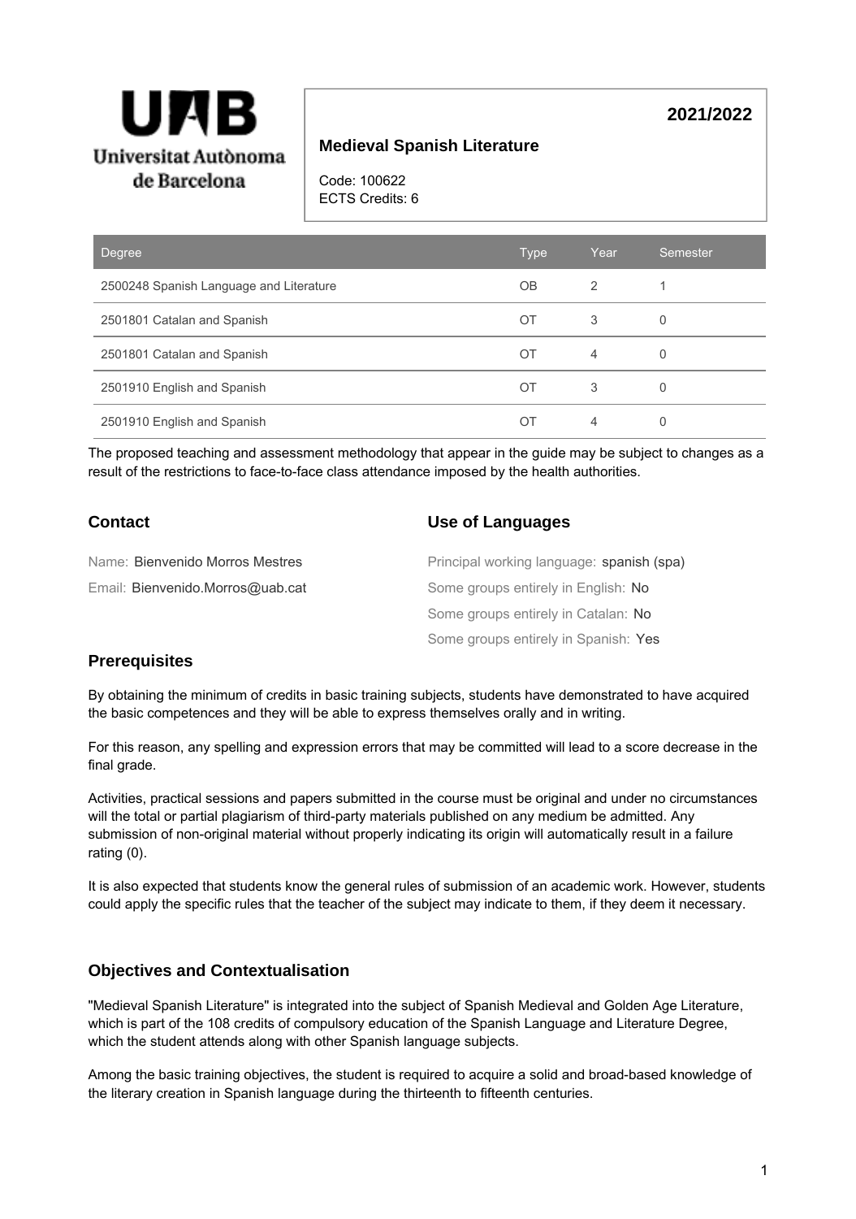Universitat Autònoma de Barcelona

**2021/2022**

## Medieval Spanish Literature

Code: 100622
ECTS Credits: 6

| Degree | Type | Year | Semester |
|---|---|---|---|
| 2500248 Spanish Language and Literature | OB | 2 | 1 |
| 2501801 Catalan and Spanish | OT | 3 | 0 |
| 2501801 Catalan and Spanish | OT | 4 | 0 |
| 2501910 English and Spanish | OT | 3 | 0 |
| 2501910 English and Spanish | OT | 4 | 0 |

The proposed teaching and assessment methodology that appear in the guide may be subject to changes as a result of the restrictions to face-to-face class attendance imposed by the health authorities.

### Contact

Name: Bienvenido Morros Mestres

Email: Bienvenido.Morros@uab.cat

### Use of Languages

Principal working language: spanish (spa)

Some groups entirely in English: No

Some groups entirely in Catalan: No

Some groups entirely in Spanish: Yes

### Prerequisites

By obtaining the minimum of credits in basic training subjects, students have demonstrated to have acquired the basic competences and they will be able to express themselves orally and in writing.

For this reason, any spelling and expression errors that may be committed will lead to a score decrease in the final grade.

Activities, practical sessions and papers submitted in the course must be original and under no circumstances will the total or partial plagiarism of third-party materials published on any medium be admitted. Any submission of non-original material without properly indicating its origin will automatically result in a failure rating (0).

It is also expected that students know the general rules of submission of an academic work. However, students could apply the specific rules that the teacher of the subject may indicate to them, if they deem it necessary.

### Objectives and Contextualisation

"Medieval Spanish Literature" is integrated into the subject of Spanish Medieval and Golden Age Literature, which is part of the 108 credits of compulsory education of the Spanish Language and Literature Degree, which the student attends along with other Spanish language subjects.

Among the basic training objectives, the student is required to acquire a solid and broad-based knowledge of the literary creation in Spanish language during the thirteenth to fifteenth centuries.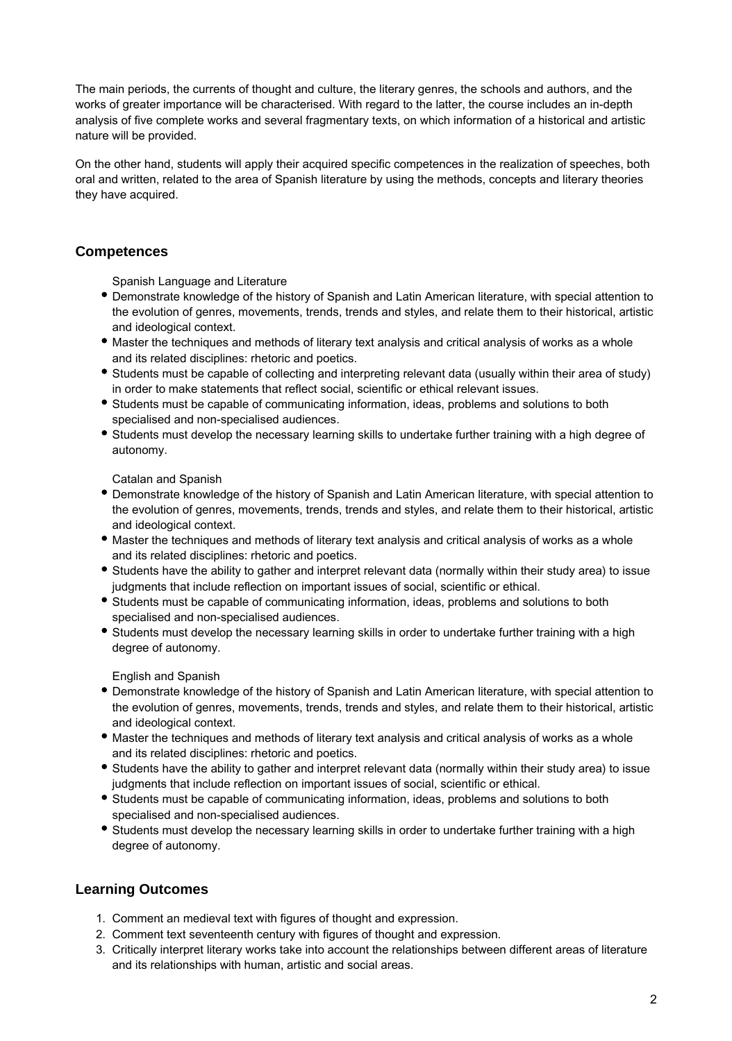The main periods, the currents of thought and culture, the literary genres, the schools and authors, and the works of greater importance will be characterised. With regard to the latter, the course includes an in-depth analysis of five complete works and several fragmentary texts, on which information of a historical and artistic nature will be provided.

On the other hand, students will apply their acquired specific competences in the realization of speeches, both oral and written, related to the area of Spanish literature by using the methods, concepts and literary theories they have acquired.

## Competences

Spanish Language and Literature

- Demonstrate knowledge of the history of Spanish and Latin American literature, with special attention to the evolution of genres, movements, trends, trends and styles, and relate them to their historical, artistic and ideological context.
- Master the techniques and methods of literary text analysis and critical analysis of works as a whole and its related disciplines: rhetoric and poetics.
- Students must be capable of collecting and interpreting relevant data (usually within their area of study) in order to make statements that reflect social, scientific or ethical relevant issues.
- Students must be capable of communicating information, ideas, problems and solutions to both specialised and non-specialised audiences.
- Students must develop the necessary learning skills to undertake further training with a high degree of autonomy.

Catalan and Spanish

- Demonstrate knowledge of the history of Spanish and Latin American literature, with special attention to the evolution of genres, movements, trends, trends and styles, and relate them to their historical, artistic and ideological context.
- Master the techniques and methods of literary text analysis and critical analysis of works as a whole and its related disciplines: rhetoric and poetics.
- Students have the ability to gather and interpret relevant data (normally within their study area) to issue judgments that include reflection on important issues of social, scientific or ethical.
- Students must be capable of communicating information, ideas, problems and solutions to both specialised and non-specialised audiences.
- Students must develop the necessary learning skills in order to undertake further training with a high degree of autonomy.

English and Spanish

- Demonstrate knowledge of the history of Spanish and Latin American literature, with special attention to the evolution of genres, movements, trends, trends and styles, and relate them to their historical, artistic and ideological context.
- Master the techniques and methods of literary text analysis and critical analysis of works as a whole and its related disciplines: rhetoric and poetics.
- Students have the ability to gather and interpret relevant data (normally within their study area) to issue judgments that include reflection on important issues of social, scientific or ethical.
- Students must be capable of communicating information, ideas, problems and solutions to both specialised and non-specialised audiences.
- Students must develop the necessary learning skills in order to undertake further training with a high degree of autonomy.

## Learning Outcomes

1. Comment an medieval text with figures of thought and expression.
2. Comment text seventeenth century with figures of thought and expression.
3. Critically interpret literary works take into account the relationships between different areas of literature and its relationships with human, artistic and social areas.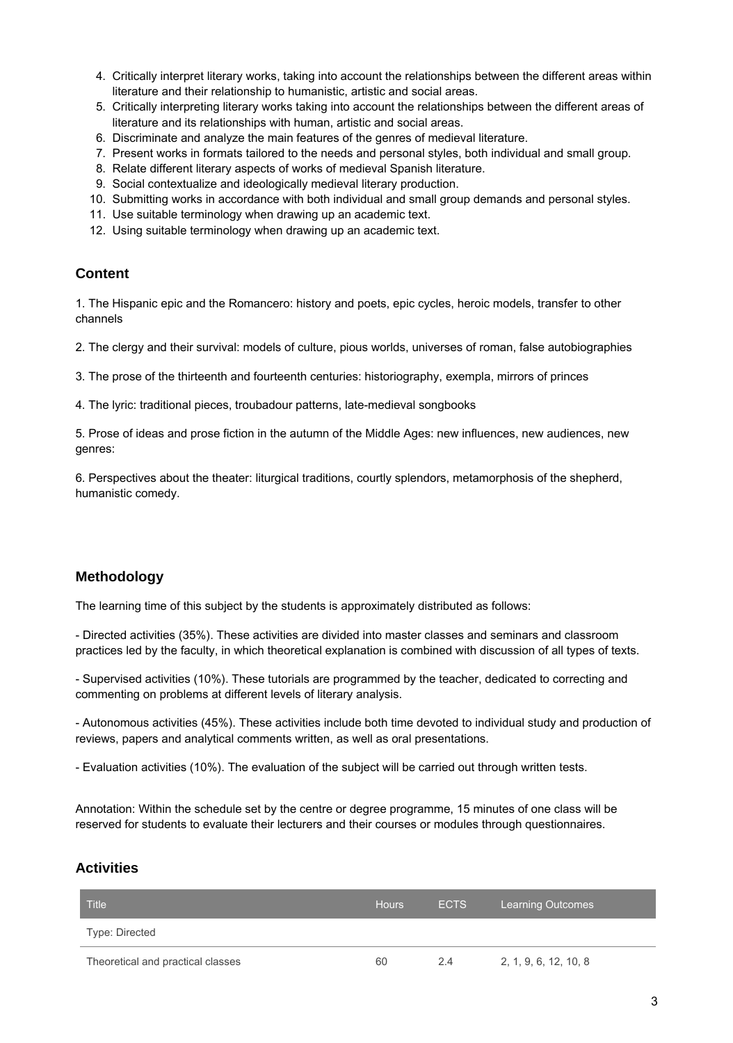4. Critically interpret literary works, taking into account the relationships between the different areas within literature and their relationship to humanistic, artistic and social areas.
5. Critically interpreting literary works taking into account the relationships between the different areas of literature and its relationships with human, artistic and social areas.
6. Discriminate and analyze the main features of the genres of medieval literature.
7. Present works in formats tailored to the needs and personal styles, both individual and small group.
8. Relate different literary aspects of works of medieval Spanish literature.
9. Social contextualize and ideologically medieval literary production.
10. Submitting works in accordance with both individual and small group demands and personal styles.
11. Use suitable terminology when drawing up an academic text.
12. Using suitable terminology when drawing up an academic text.

## Content

1. The Hispanic epic and the Romancero: history and poets, epic cycles, heroic models, transfer to other channels

2. The clergy and their survival: models of culture, pious worlds, universes of roman, false autobiographies

3. The prose of the thirteenth and fourteenth centuries: historiography, exempla, mirrors of princes

4. The lyric: traditional pieces, troubadour patterns, late-medieval songbooks

5. Prose of ideas and prose fiction in the autumn of the Middle Ages: new influences, new audiences, new genres:

6. Perspectives about the theater: liturgical traditions, courtly splendors, metamorphosis of the shepherd, humanistic comedy.

## Methodology

The learning time of this subject by the students is approximately distributed as follows:

- Directed activities (35%). These activities are divided into master classes and seminars and classroom practices led by the faculty, in which theoretical explanation is combined with discussion of all types of texts.

- Supervised activities (10%). These tutorials are programmed by the teacher, dedicated to correcting and commenting on problems at different levels of literary analysis.

- Autonomous activities (45%). These activities include both time devoted to individual study and production of reviews, papers and analytical comments written, as well as oral presentations.

- Evaluation activities (10%). The evaluation of the subject will be carried out through written tests.

Annotation: Within the schedule set by the centre or degree programme, 15 minutes of one class will be reserved for students to evaluate their lecturers and their courses or modules through questionnaires.

## Activities

| Title | Hours | ECTS | Learning Outcomes |
|---|---|---|---|
| Type: Directed | | | |
| Theoretical and practical classes | 60 | 2.4 | 2, 1, 9, 6, 12, 10, 8 |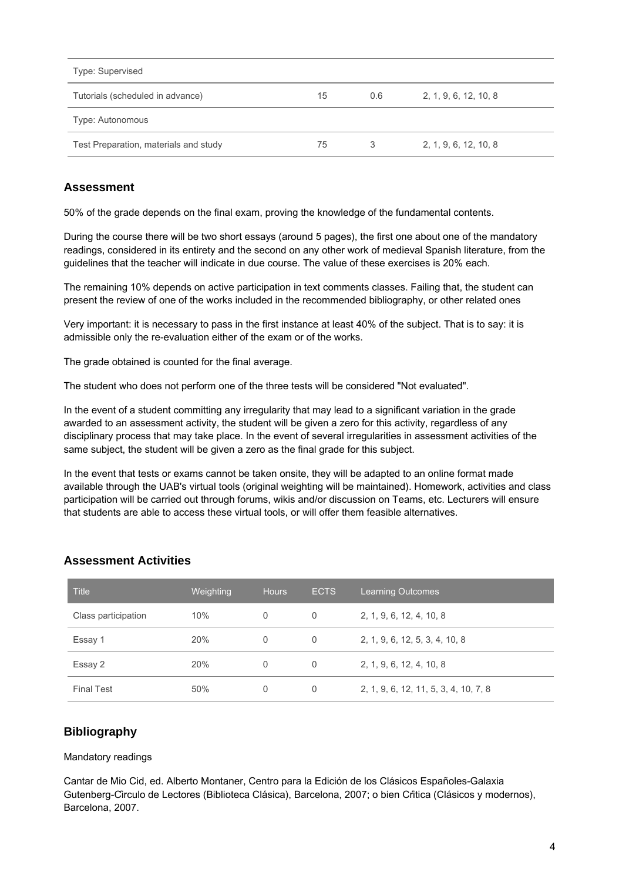| | | | |
|---|---|---|---|
| Type: Supervised | | | |
| Tutorials (scheduled in advance) | 15 | 0.6 | 2, 1, 9, 6, 12, 10, 8 |
| Type: Autonomous | | | |
| Test Preparation, materials and study | 75 | 3 | 2, 1, 9, 6, 12, 10, 8 |

## Assessment

50% of the grade depends on the final exam, proving the knowledge of the fundamental contents.

During the course there will be two short essays (around 5 pages), the first one about one of the mandatory readings, considered in its entirety and the second on any other work of medieval Spanish literature, from the guidelines that the teacher will indicate in due course. The value of these exercises is 20% each.

The remaining 10% depends on active participation in text comments classes. Failing that, the student can present the review of one of the works included in the recommended bibliography, or other related ones

Very important: it is necessary to pass in the first instance at least 40% of the subject. That is to say: it is admissible only the re-evaluation either of the exam or of the works.

The grade obtained is counted for the final average.

The student who does not perform one of the three tests will be considered "Not evaluated".

In the event of a student committing any irregularity that may lead to a significant variation in the grade awarded to an assessment activity, the student will be given a zero for this activity, regardless of any disciplinary process that may take place. In the event of several irregularities in assessment activities of the same subject, the student will be given a zero as the final grade for this subject.

In the event that tests or exams cannot be taken onsite, they will be adapted to an online format made available through the UAB's virtual tools (original weighting will be maintained). Homework, activities and class participation will be carried out through forums, wikis and/or discussion on Teams, etc. Lecturers will ensure that students are able to access these virtual tools, or will offer them feasible alternatives.

## Assessment Activities

| Title | Weighting | Hours | ECTS | Learning Outcomes |
|---|---|---|---|---|
| Class participation | 10% | 0 | 0 | 2, 1, 9, 6, 12, 4, 10, 8 |
| Essay 1 | 20% | 0 | 0 | 2, 1, 9, 6, 12, 5, 3, 4, 10, 8 |
| Essay 2 | 20% | 0 | 0 | 2, 1, 9, 6, 12, 4, 10, 8 |
| Final Test | 50% | 0 | 0 | 2, 1, 9, 6, 12, 11, 5, 3, 4, 10, 7, 8 |

## Bibliography

Mandatory readings

Cantar de Mio Cid, ed. Alberto Montaner, Centro para la Edición de los Clásicos Españoles-Galaxia Gutenberg-Circulo de Lectores (Biblioteca Clásica), Barcelona, 2007; o bien Crítica (Clásicos y modernos), Barcelona, 2007.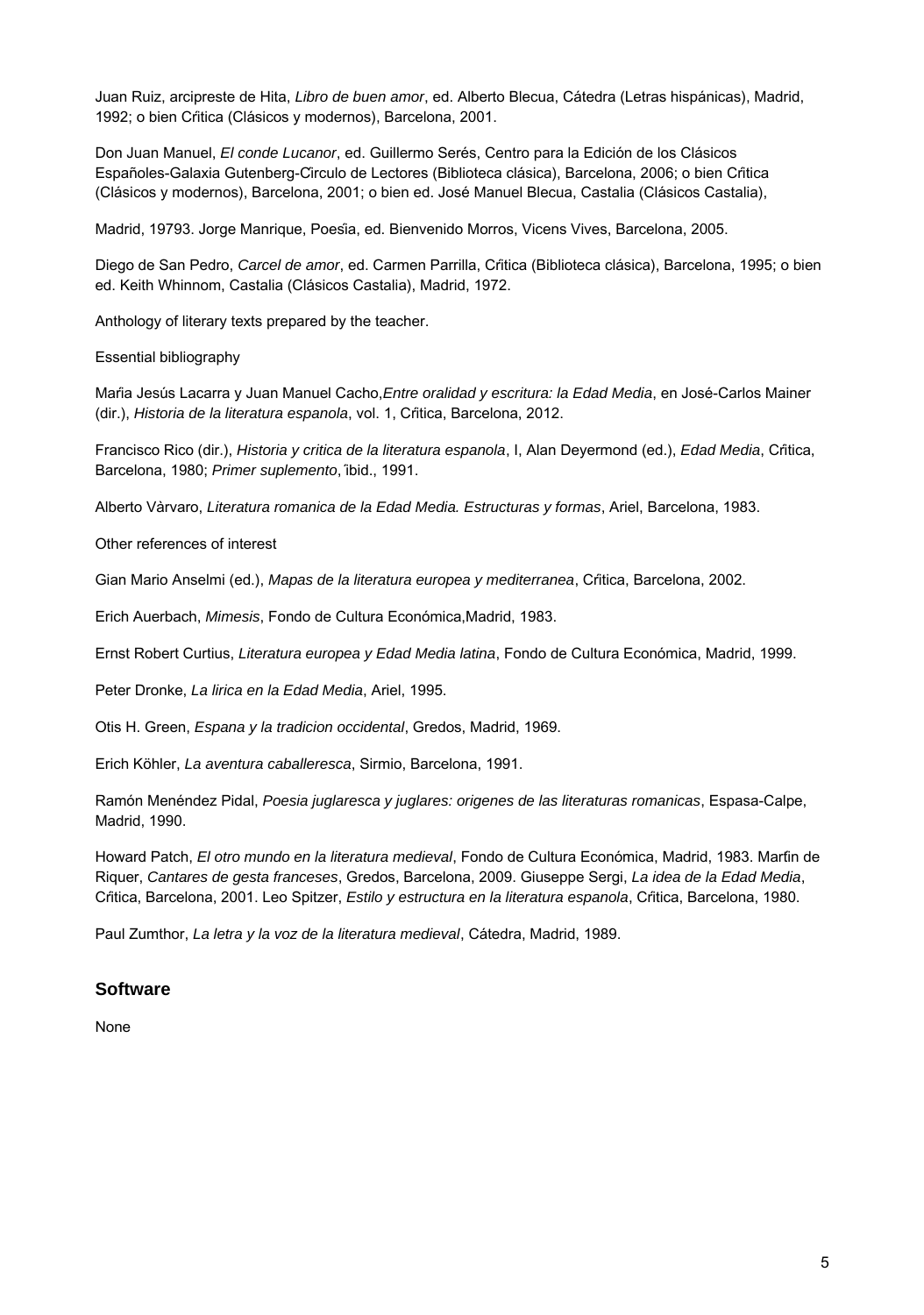Juan Ruiz, arcipreste de Hita, *Libro de buen amor*, ed. Alberto Blecua, Cátedra (Letras hispánicas), Madrid, 1992; o bien Crítica (Clásicos y modernos), Barcelona, 2001.

Don Juan Manuel, *El conde Lucanor*, ed. Guillermo Serés, Centro para la Edición de los Clásicos Españoles-Galaxia Gutenberg-Círculo de Lectores (Biblioteca clásica), Barcelona, 2006; o bien Crítica (Clásicos y modernos), Barcelona, 2001; o bien ed. José Manuel Blecua, Castalia (Clásicos Castalia),

Madrid, 19793. Jorge Manrique, Poesía, ed. Bienvenido Morros, Vicens Vives, Barcelona, 2005.

Diego de San Pedro, *Carcel de amor*, ed. Carmen Parrilla, Crítica (Biblioteca clásica), Barcelona, 1995; o bien ed. Keith Whinnom, Castalia (Clásicos Castalia), Madrid, 1972.

Anthology of literary texts prepared by the teacher.

Essential bibliography

María Jesús Lacarra y Juan Manuel Cacho,*Entre oralidad y escritura: la Edad Media*, en José-Carlos Mainer (dir.), *Historia de la literatura espanola*, vol. 1, Crítica, Barcelona, 2012.

Francisco Rico (dir.), *Historia y critica de la literatura espanola*, I, Alan Deyermond (ed.), *Edad Media*, Crítica, Barcelona, 1980; *Primer suplemento*, íbid., 1991.

Alberto Vàrvaro, *Literatura romanica de la Edad Media. Estructuras y formas*, Ariel, Barcelona, 1983.

Other references of interest

Gian Mario Anselmi (ed.), *Mapas de la literatura europea y mediterranea*, Crítica, Barcelona, 2002.

Erich Auerbach, *Mimesis*, Fondo de Cultura Económica,Madrid, 1983.

Ernst Robert Curtius, *Literatura europea y Edad Media latina*, Fondo de Cultura Económica, Madrid, 1999.

Peter Dronke, *La lirica en la Edad Media*, Ariel, 1995.

Otis H. Green, *Espana y la tradicion occidental*, Gredos, Madrid, 1969.

Erich Köhler, *La aventura caballeresca*, Sirmio, Barcelona, 1991.

Ramón Menéndez Pidal, *Poesia juglaresca y juglares: origenes de las literaturas romanicas*, Espasa-Calpe, Madrid, 1990.

Howard Patch, *El otro mundo en la literatura medieval*, Fondo de Cultura Económica, Madrid, 1983. Martín de Riquer, *Cantares de gesta franceses*, Gredos, Barcelona, 2009. Giuseppe Sergi, *La idea de la Edad Media*, Crítica, Barcelona, 2001. Leo Spitzer, *Estilo y estructura en la literatura espanola*, Crítica, Barcelona, 1980.

Paul Zumthor, *La letra y la voz de la literatura medieval*, Cátedra, Madrid, 1989.

## Software

None